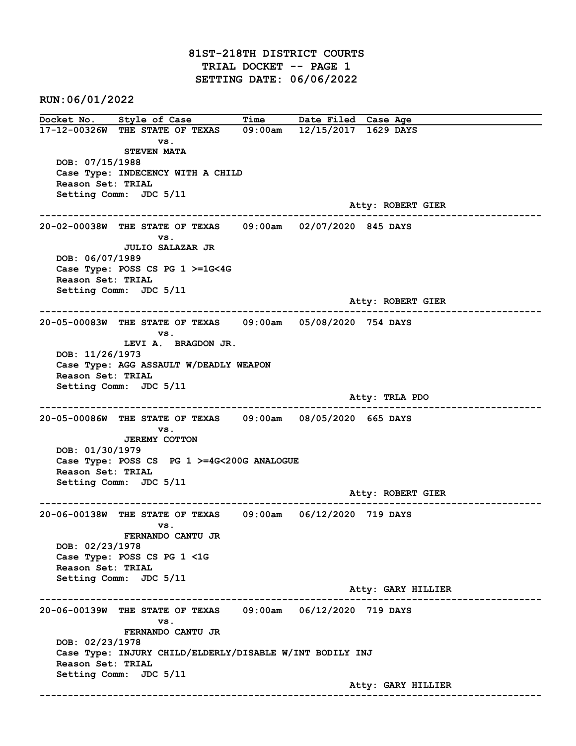# 81ST-218TH DISTRICT COURTS
## TRIAL DOCKET -- PAGE 1
## SETTING DATE: 06/06/2022

**RUN:06/01/2022**

| Docket No. | Style of Case | Time | Date Filed | Case Age |
|---|---|---|---|---|

---

**17-12-00326W** THE STATE OF TEXAS vs. STEVEN MATA — 09:00am — 12/15/2017 — 1629 DAYS

DOB: 07/15/1988
Case Type: INDECENCY WITH A CHILD
Reason Set: TRIAL
Setting Comm: JDC 5/11
Atty: ROBERT GIER

---

**20-02-00038W** THE STATE OF TEXAS vs. JULIO SALAZAR JR — 09:00am — 02/07/2020 — 845 DAYS

DOB: 06/07/1989
Case Type: POSS CS PG 1 >=1G<4G
Reason Set: TRIAL
Setting Comm: JDC 5/11
Atty: ROBERT GIER

---

**20-05-00083W** THE STATE OF TEXAS vs. LEVI A. BRAGDON JR. — 09:00am — 05/08/2020 — 754 DAYS

DOB: 11/26/1973
Case Type: AGG ASSAULT W/DEADLY WEAPON
Reason Set: TRIAL
Setting Comm: JDC 5/11
Atty: TRLA PDO

---

**20-05-00086W** THE STATE OF TEXAS vs. JEREMY COTTON — 09:00am — 08/05/2020 — 665 DAYS

DOB: 01/30/1979
Case Type: POSS CS PG 1 >=4G<200G ANALOGUE
Reason Set: TRIAL
Setting Comm: JDC 5/11
Atty: ROBERT GIER

---

**20-06-00138W** THE STATE OF TEXAS vs. FERNANDO CANTU JR — 09:00am — 06/12/2020 — 719 DAYS

DOB: 02/23/1978
Case Type: POSS CS PG 1 <1G
Reason Set: TRIAL
Setting Comm: JDC 5/11
Atty: GARY HILLIER

---

**20-06-00139W** THE STATE OF TEXAS vs. FERNANDO CANTU JR — 09:00am — 06/12/2020 — 719 DAYS

DOB: 02/23/1978
Case Type: INJURY CHILD/ELDERLY/DISABLE W/INT BODILY INJ
Reason Set: TRIAL
Setting Comm: JDC 5/11
Atty: GARY HILLIER

---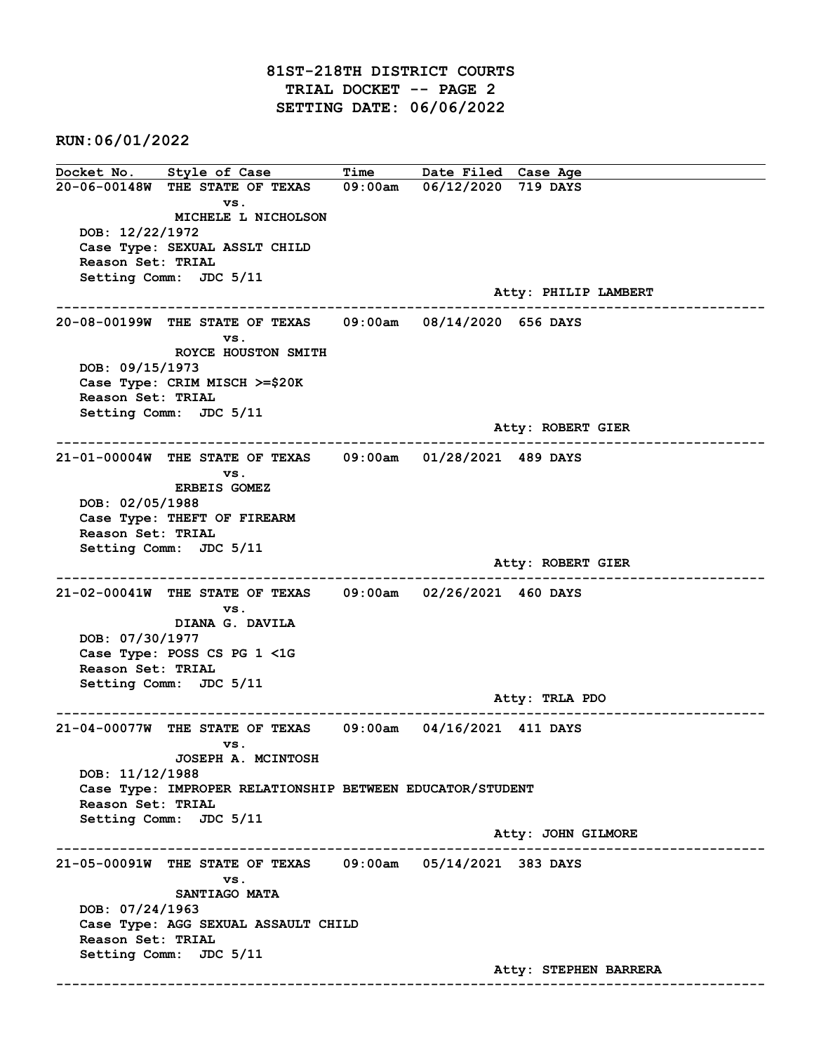# 81ST-218TH DISTRICT COURTS
## TRIAL DOCKET -- PAGE 2
## SETTING DATE: 06/06/2022

**RUN:06/01/2022**

| Docket No. | Style of Case | Time | Date Filed | Case Age |
|---|---|---|---|---|

**20-06-00148W** THE STATE OF TEXAS vs. MICHELE L NICHOLSON — 09:00am — 06/12/2020 — 719 DAYS
DOB: 12/22/1972
Case Type: SEXUAL ASSLT CHILD
Reason Set: TRIAL
Setting Comm: JDC 5/11
Atty: PHILIP LAMBERT

---

**20-08-00199W** THE STATE OF TEXAS vs. ROYCE HOUSTON SMITH — 09:00am — 08/14/2020 — 656 DAYS
DOB: 09/15/1973
Case Type: CRIM MISCH >=$20K
Reason Set: TRIAL
Setting Comm: JDC 5/11
Atty: ROBERT GIER

---

**21-01-00004W** THE STATE OF TEXAS vs. ERBEIS GOMEZ — 09:00am — 01/28/2021 — 489 DAYS
DOB: 02/05/1988
Case Type: THEFT OF FIREARM
Reason Set: TRIAL
Setting Comm: JDC 5/11
Atty: ROBERT GIER

---

**21-02-00041W** THE STATE OF TEXAS vs. DIANA G. DAVILA — 09:00am — 02/26/2021 — 460 DAYS
DOB: 07/30/1977
Case Type: POSS CS PG 1 <1G
Reason Set: TRIAL
Setting Comm: JDC 5/11
Atty: TRLA PDO

---

**21-04-00077W** THE STATE OF TEXAS vs. JOSEPH A. MCINTOSH — 09:00am — 04/16/2021 — 411 DAYS
DOB: 11/12/1988
Case Type: IMPROPER RELATIONSHIP BETWEEN EDUCATOR/STUDENT
Reason Set: TRIAL
Setting Comm: JDC 5/11
Atty: JOHN GILMORE

---

**21-05-00091W** THE STATE OF TEXAS vs. SANTIAGO MATA — 09:00am — 05/14/2021 — 383 DAYS
DOB: 07/24/1963
Case Type: AGG SEXUAL ASSAULT CHILD
Reason Set: TRIAL
Setting Comm: JDC 5/11
Atty: STEPHEN BARRERA

---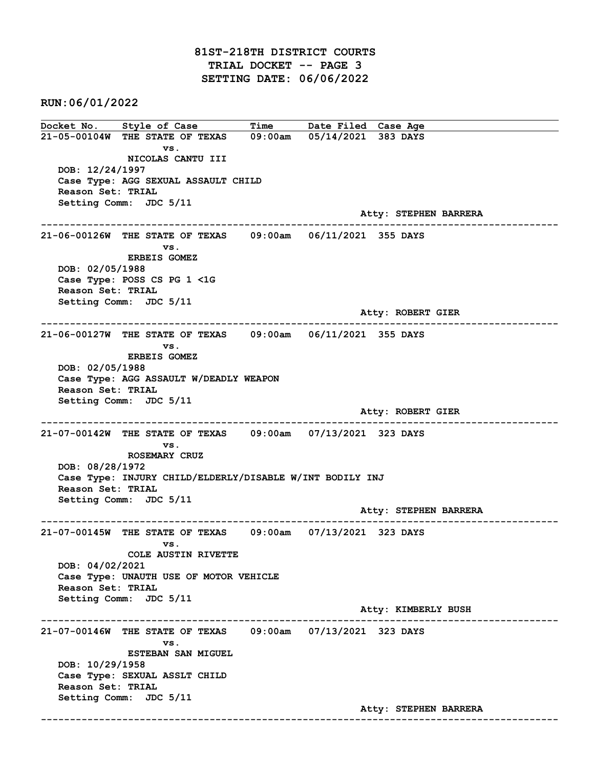# 81ST-218TH DISTRICT COURTS
## TRIAL DOCKET -- PAGE 3
## SETTING DATE: 06/06/2022

**RUN:06/01/2022**

| Docket No. | Style of Case | Time | Date Filed | Case Age |
|---|---|---|---|---|

---

**21-05-00104W** THE STATE OF TEXAS vs. NICOLAS CANTU III — 09:00am — 05/14/2021 — 383 DAYS

DOB: 12/24/1997
Case Type: AGG SEXUAL ASSAULT CHILD
Reason Set: TRIAL
Setting Comm: JDC 5/11
Atty: STEPHEN BARRERA

---

**21-06-00126W** THE STATE OF TEXAS vs. ERBEIS GOMEZ — 09:00am — 06/11/2021 — 355 DAYS

DOB: 02/05/1988
Case Type: POSS CS PG 1 <1G
Reason Set: TRIAL
Setting Comm: JDC 5/11
Atty: ROBERT GIER

---

**21-06-00127W** THE STATE OF TEXAS vs. ERBEIS GOMEZ — 09:00am — 06/11/2021 — 355 DAYS

DOB: 02/05/1988
Case Type: AGG ASSAULT W/DEADLY WEAPON
Reason Set: TRIAL
Setting Comm: JDC 5/11
Atty: ROBERT GIER

---

**21-07-00142W** THE STATE OF TEXAS vs. ROSEMARY CRUZ — 09:00am — 07/13/2021 — 323 DAYS

DOB: 08/28/1972
Case Type: INJURY CHILD/ELDERLY/DISABLE W/INT BODILY INJ
Reason Set: TRIAL
Setting Comm: JDC 5/11
Atty: STEPHEN BARRERA

---

**21-07-00145W** THE STATE OF TEXAS vs. COLE AUSTIN RIVETTE — 09:00am — 07/13/2021 — 323 DAYS

DOB: 04/02/2021
Case Type: UNAUTH USE OF MOTOR VEHICLE
Reason Set: TRIAL
Setting Comm: JDC 5/11
Atty: KIMBERLY BUSH

---

**21-07-00146W** THE STATE OF TEXAS vs. ESTEBAN SAN MIGUEL — 09:00am — 07/13/2021 — 323 DAYS

DOB: 10/29/1958
Case Type: SEXUAL ASSLT CHILD
Reason Set: TRIAL
Setting Comm: JDC 5/11
Atty: STEPHEN BARRERA

---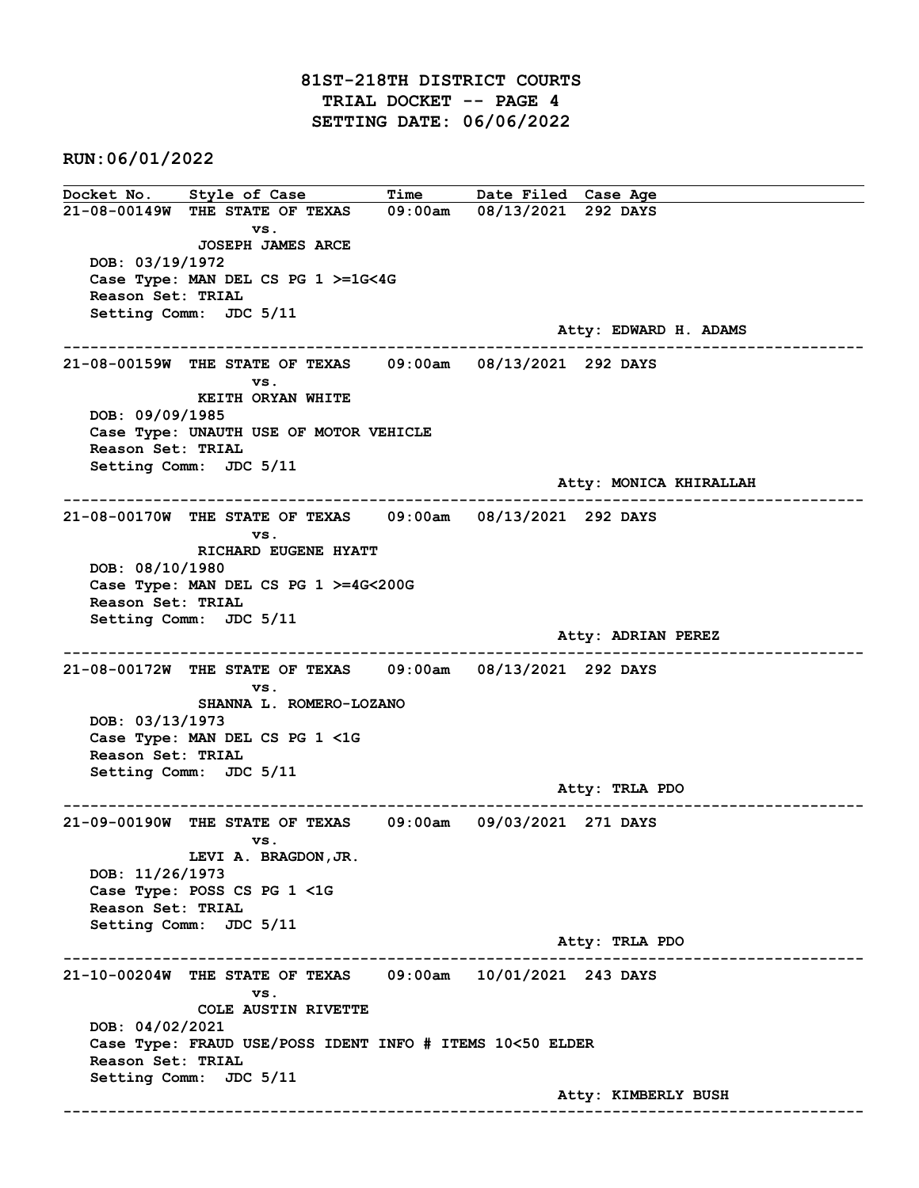# 81ST-218TH DISTRICT COURTS
## TRIAL DOCKET -- PAGE 4
## SETTING DATE: 06/06/2022

**RUN:06/01/2022**

| Docket No. | Style of Case | Time | Date Filed | Case Age |
|---|---|---|---|---|

---

**21-08-00149W** THE STATE OF TEXAS 09:00am 08/13/2021 292 DAYS
vs.
JOSEPH JAMES ARCE
DOB: 03/19/1972
Case Type: MAN DEL CS PG 1 >=1G<4G
Reason Set: TRIAL
Setting Comm: JDC 5/11
Atty: EDWARD H. ADAMS

---

**21-08-00159W** THE STATE OF TEXAS 09:00am 08/13/2021 292 DAYS
vs.
KEITH ORYAN WHITE
DOB: 09/09/1985
Case Type: UNAUTH USE OF MOTOR VEHICLE
Reason Set: TRIAL
Setting Comm: JDC 5/11
Atty: MONICA KHIRALLAH

---

**21-08-00170W** THE STATE OF TEXAS 09:00am 08/13/2021 292 DAYS
vs.
RICHARD EUGENE HYATT
DOB: 08/10/1980
Case Type: MAN DEL CS PG 1 >=4G<200G
Reason Set: TRIAL
Setting Comm: JDC 5/11
Atty: ADRIAN PEREZ

---

**21-08-00172W** THE STATE OF TEXAS 09:00am 08/13/2021 292 DAYS
vs.
SHANNA L. ROMERO-LOZANO
DOB: 03/13/1973
Case Type: MAN DEL CS PG 1 <1G
Reason Set: TRIAL
Setting Comm: JDC 5/11
Atty: TRLA PDO

---

**21-09-00190W** THE STATE OF TEXAS 09:00am 09/03/2021 271 DAYS
vs.
LEVI A. BRAGDON,JR.
DOB: 11/26/1973
Case Type: POSS CS PG 1 <1G
Reason Set: TRIAL
Setting Comm: JDC 5/11
Atty: TRLA PDO

---

**21-10-00204W** THE STATE OF TEXAS 09:00am 10/01/2021 243 DAYS
vs.
COLE AUSTIN RIVETTE
DOB: 04/02/2021
Case Type: FRAUD USE/POSS IDENT INFO # ITEMS 10<50 ELDER
Reason Set: TRIAL
Setting Comm: JDC 5/11
Atty: KIMBERLY BUSH

---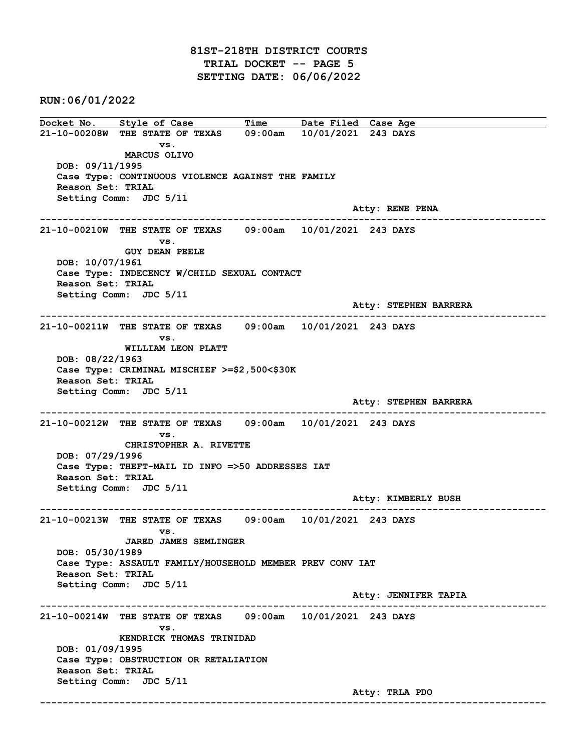# 81ST-218TH DISTRICT COURTS
## TRIAL DOCKET -- PAGE 5
## SETTING DATE: 06/06/2022

**RUN:06/01/2022**

| Docket No. | Style of Case | Time | Date Filed | Case Age |
|---|---|---|---|---|

**21-10-00208W** THE STATE OF TEXAS vs. MARCUS OLIVO — 09:00am — 10/01/2021 — 243 DAYS
DOB: 09/11/1995
Case Type: CONTINUOUS VIOLENCE AGAINST THE FAMILY
Reason Set: TRIAL
Setting Comm: JDC 5/11
Atty: RENE PENA

---

**21-10-00210W** THE STATE OF TEXAS vs. GUY DEAN PEELE — 09:00am — 10/01/2021 — 243 DAYS
DOB: 10/07/1961
Case Type: INDECENCY W/CHILD SEXUAL CONTACT
Reason Set: TRIAL
Setting Comm: JDC 5/11
Atty: STEPHEN BARRERA

---

**21-10-00211W** THE STATE OF TEXAS vs. WILLIAM LEON PLATT — 09:00am — 10/01/2021 — 243 DAYS
DOB: 08/22/1963
Case Type: CRIMINAL MISCHIEF >=$2,500<$30K
Reason Set: TRIAL
Setting Comm: JDC 5/11
Atty: STEPHEN BARRERA

---

**21-10-00212W** THE STATE OF TEXAS vs. CHRISTOPHER A. RIVETTE — 09:00am — 10/01/2021 — 243 DAYS
DOB: 07/29/1996
Case Type: THEFT-MAIL ID INFO =>50 ADDRESSES IAT
Reason Set: TRIAL
Setting Comm: JDC 5/11
Atty: KIMBERLY BUSH

---

**21-10-00213W** THE STATE OF TEXAS vs. JARED JAMES SEMLINGER — 09:00am — 10/01/2021 — 243 DAYS
DOB: 05/30/1989
Case Type: ASSAULT FAMILY/HOUSEHOLD MEMBER PREV CONV IAT
Reason Set: TRIAL
Setting Comm: JDC 5/11
Atty: JENNIFER TAPIA

---

**21-10-00214W** THE STATE OF TEXAS vs. KENDRICK THOMAS TRINIDAD — 09:00am — 10/01/2021 — 243 DAYS
DOB: 01/09/1995
Case Type: OBSTRUCTION OR RETALIATION
Reason Set: TRIAL
Setting Comm: JDC 5/11
Atty: TRLA PDO

---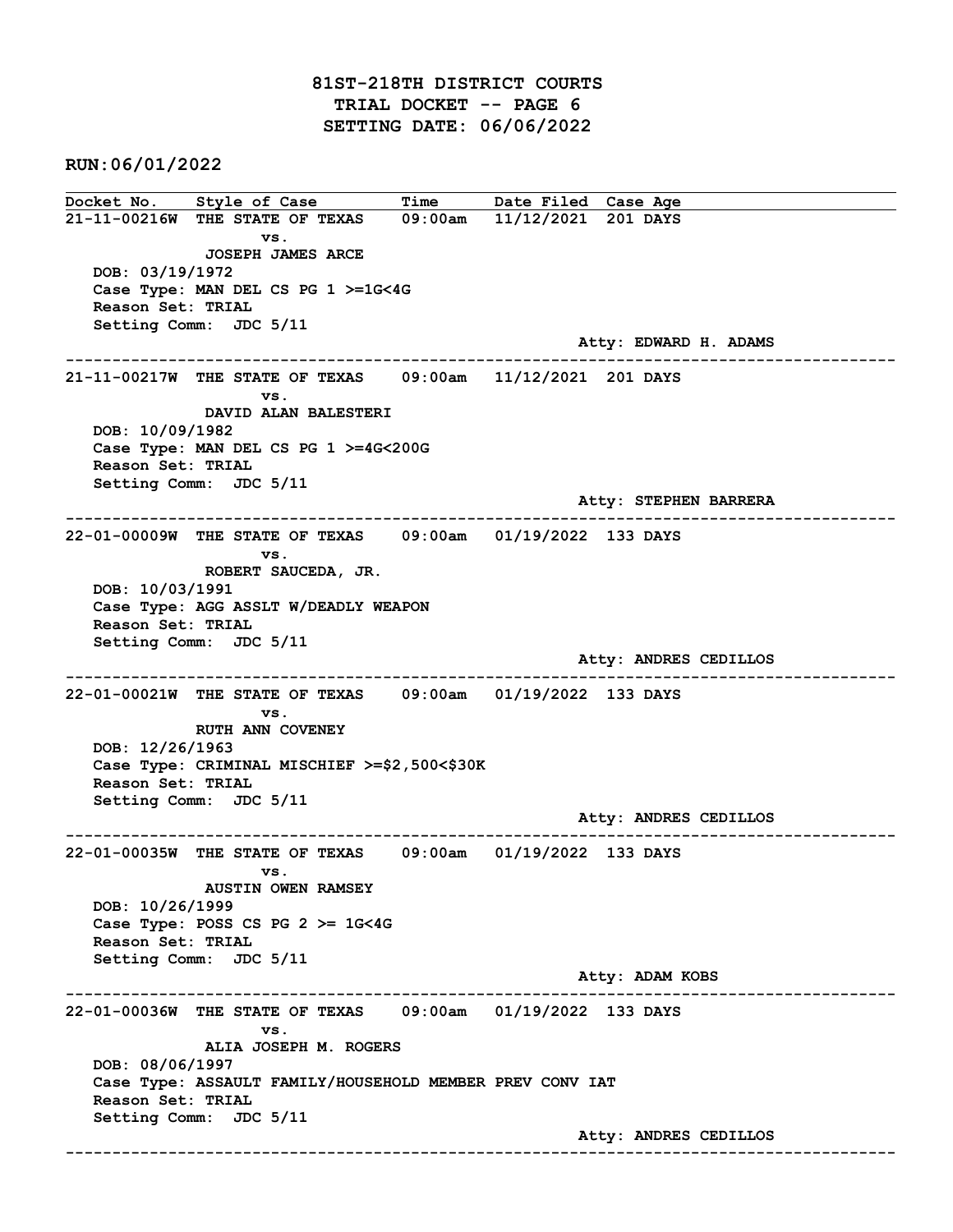# 81ST-218TH DISTRICT COURTS
## TRIAL DOCKET -- PAGE 6
## SETTING DATE: 06/06/2022

**RUN:06/01/2022**

| Docket No. | Style of Case | Time | Date Filed | Case Age |
|---|---|---|---|---|

---

**21-11-00216W** THE STATE OF TEXAS 09:00am 11/12/2021 201 DAYS
vs.
JOSEPH JAMES ARCE
DOB: 03/19/1972
Case Type: MAN DEL CS PG 1 >=1G<4G
Reason Set: TRIAL
Setting Comm: JDC 5/11
Atty: EDWARD H. ADAMS

---

**21-11-00217W** THE STATE OF TEXAS 09:00am 11/12/2021 201 DAYS
vs.
DAVID ALAN BALESTERI
DOB: 10/09/1982
Case Type: MAN DEL CS PG 1 >=4G<200G
Reason Set: TRIAL
Setting Comm: JDC 5/11
Atty: STEPHEN BARRERA

---

**22-01-00009W** THE STATE OF TEXAS 09:00am 01/19/2022 133 DAYS
vs.
ROBERT SAUCEDA, JR.
DOB: 10/03/1991
Case Type: AGG ASSLT W/DEADLY WEAPON
Reason Set: TRIAL
Setting Comm: JDC 5/11
Atty: ANDRES CEDILLOS

---

**22-01-00021W** THE STATE OF TEXAS 09:00am 01/19/2022 133 DAYS
vs.
RUTH ANN COVENEY
DOB: 12/26/1963
Case Type: CRIMINAL MISCHIEF >=$2,500<$30K
Reason Set: TRIAL
Setting Comm: JDC 5/11
Atty: ANDRES CEDILLOS

---

**22-01-00035W** THE STATE OF TEXAS 09:00am 01/19/2022 133 DAYS
vs.
AUSTIN OWEN RAMSEY
DOB: 10/26/1999
Case Type: POSS CS PG 2 >= 1G<4G
Reason Set: TRIAL
Setting Comm: JDC 5/11
Atty: ADAM KOBS

---

**22-01-00036W** THE STATE OF TEXAS 09:00am 01/19/2022 133 DAYS
vs.
ALIA JOSEPH M. ROGERS
DOB: 08/06/1997
Case Type: ASSAULT FAMILY/HOUSEHOLD MEMBER PREV CONV IAT
Reason Set: TRIAL
Setting Comm: JDC 5/11
Atty: ANDRES CEDILLOS

---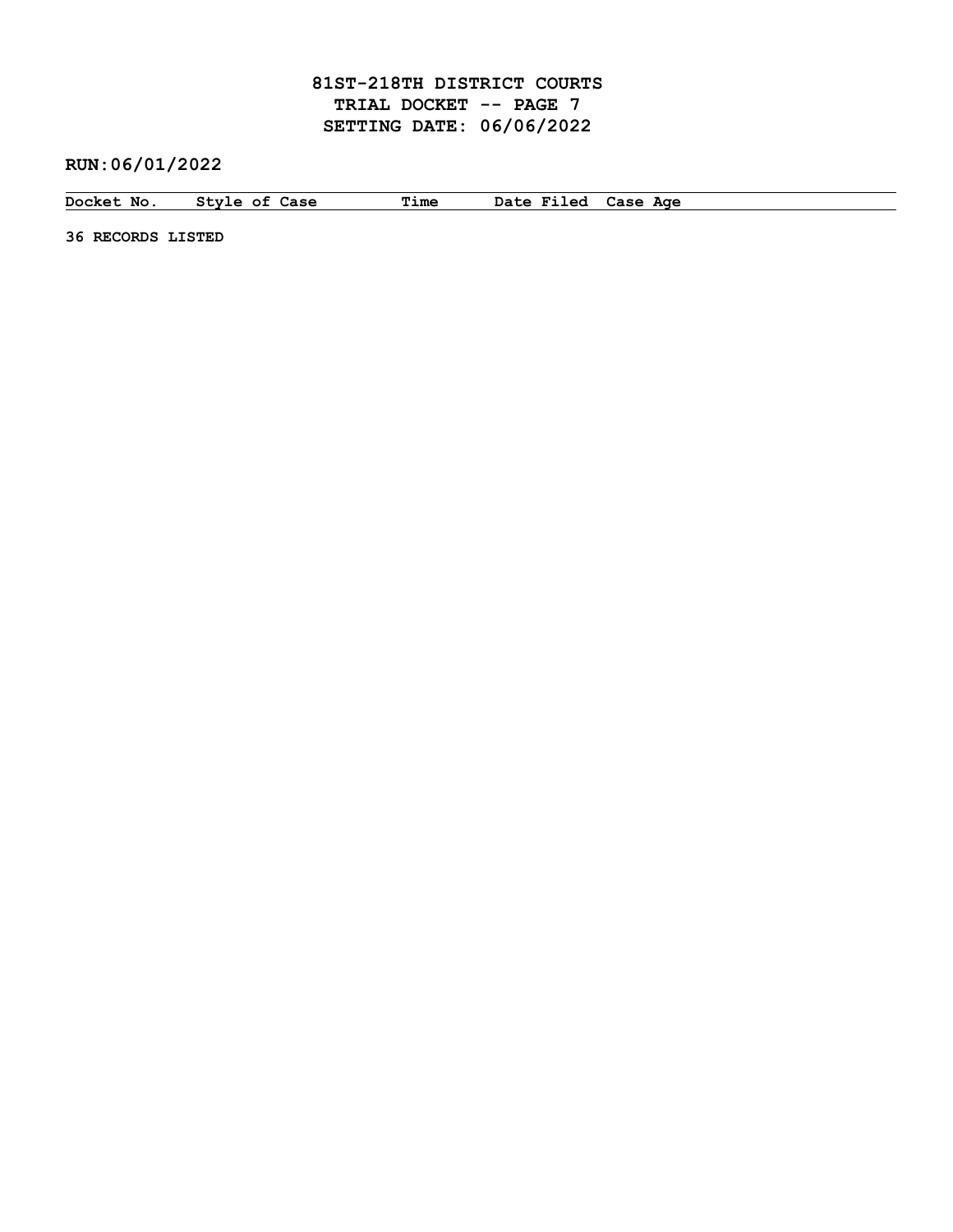# 81ST-218TH DISTRICT COURTS
## TRIAL DOCKET -- PAGE 7
## SETTING DATE: 06/06/2022

**RUN:06/01/2022**

| Docket No. | Style of Case | Time | Date Filed | Case Age |
|---|---|---|---|---|

**36 RECORDS LISTED**